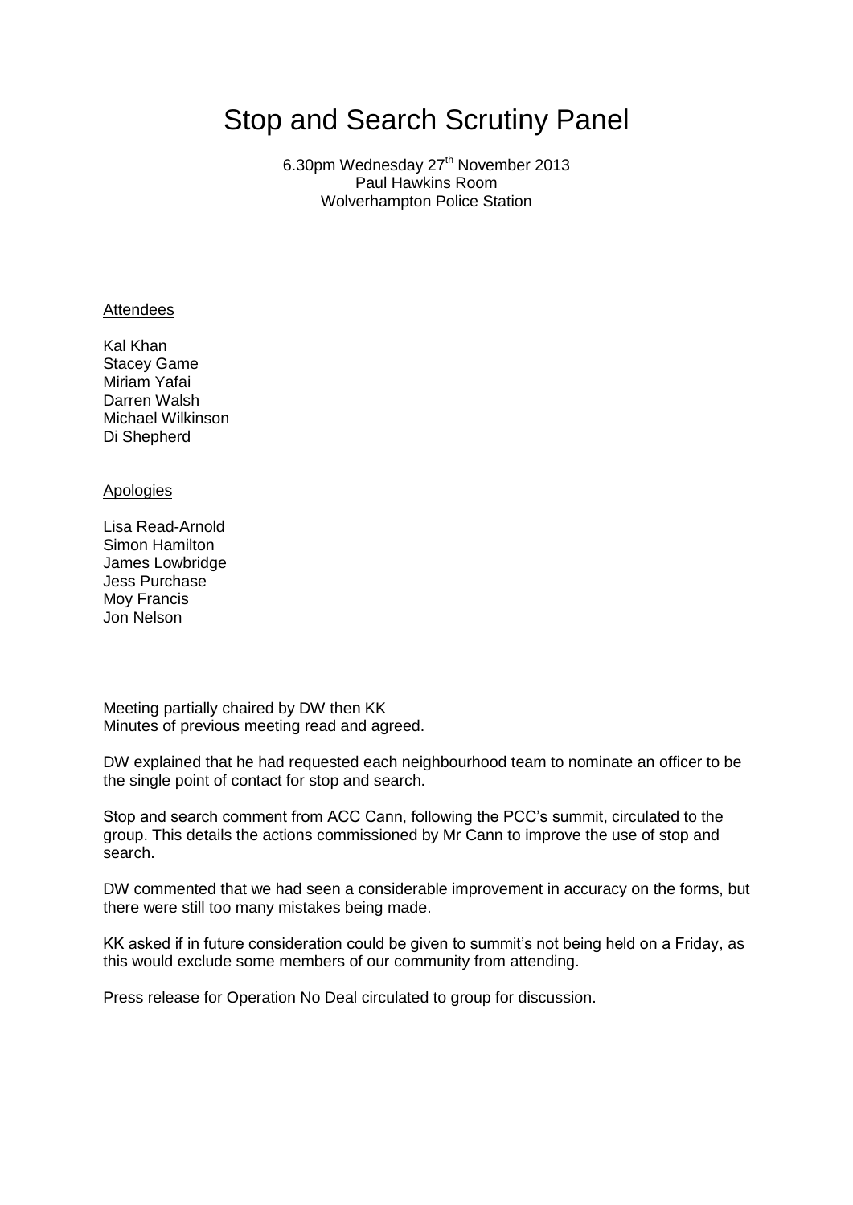# Stop and Search Scrutiny Panel

6.30pm Wednesday 27th November 2013
Paul Hawkins Room
Wolverhampton Police Station

<u>Attendees</u>

Kal Khan
Stacey Game
Miriam Yafai
Darren Walsh
Michael Wilkinson
Di Shepherd

<u>Apologies</u>

Lisa Read-Arnold
Simon Hamilton
James Lowbridge
Jess Purchase
Moy Francis
Jon Nelson

Meeting partially chaired by DW then KK
Minutes of previous meeting read and agreed.

DW explained that he had requested each neighbourhood team to nominate an officer to be the single point of contact for stop and search.

Stop and search comment from ACC Cann, following the PCC's summit, circulated to the group. This details the actions commissioned by Mr Cann to improve the use of stop and search.

DW commented that we had seen a considerable improvement in accuracy on the forms, but there were still too many mistakes being made.

KK asked if in future consideration could be given to summit's not being held on a Friday, as this would exclude some members of our community from attending.

Press release for Operation No Deal circulated to group for discussion.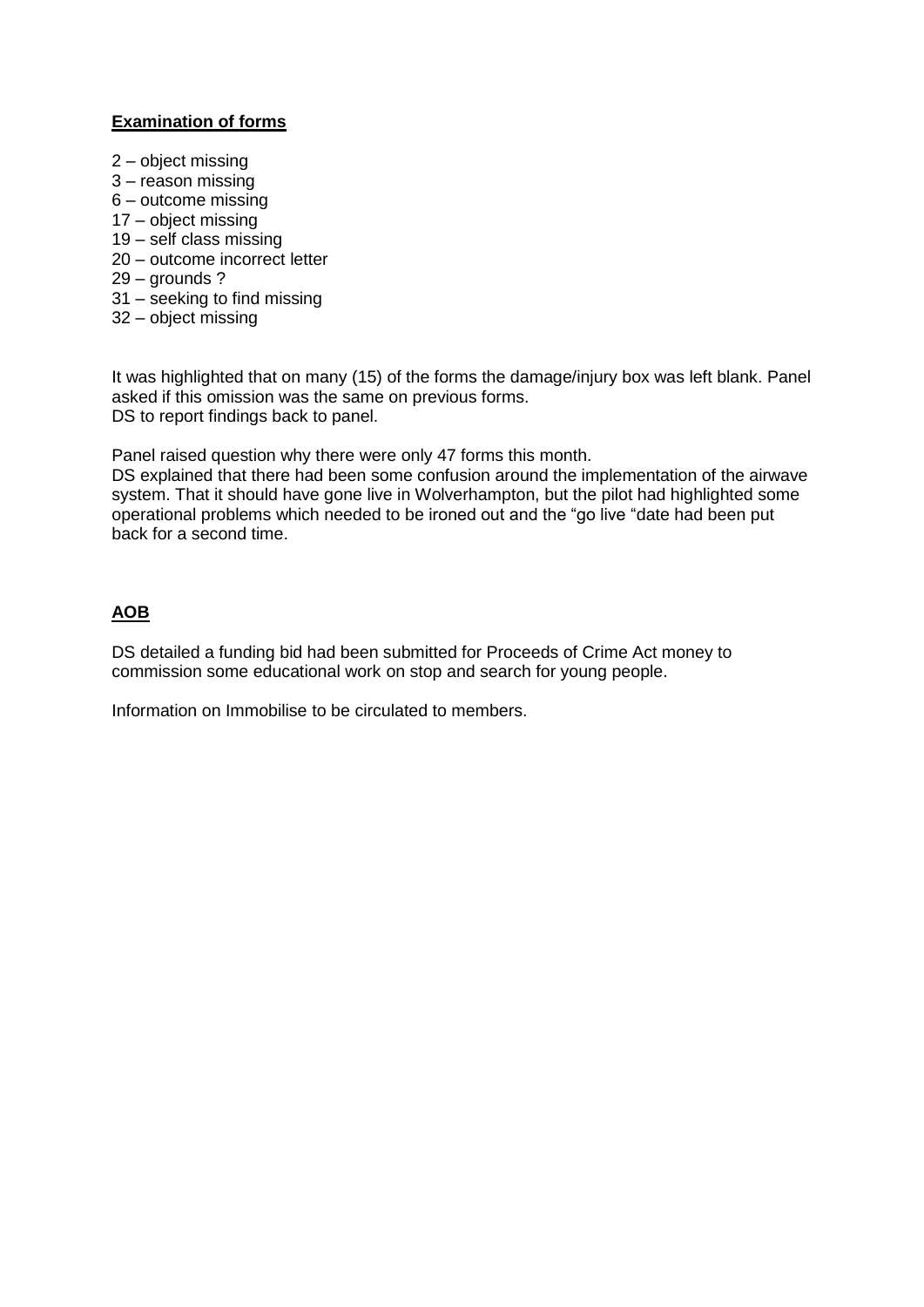**Examination of forms**

2 – object missing
3 – reason missing
6 – outcome missing
17 – object missing
19 – self class missing
20 – outcome incorrect letter
29 – grounds ?
31 – seeking to find missing
32 – object missing

It was highlighted that on many (15) of the forms the damage/injury box was left blank. Panel asked if this omission was the same on previous forms.
DS to report findings back to panel.

Panel raised question why there were only 47 forms this month.
DS explained that there had been some confusion around the implementation of the airwave system. That it should have gone live in Wolverhampton, but the pilot had highlighted some operational problems which needed to be ironed out and the "go live "date had been put back for a second time.

**AOB**

DS detailed a funding bid had been submitted for Proceeds of Crime Act money to commission some educational work on stop and search for young people.

Information on Immobilise to be circulated to members.